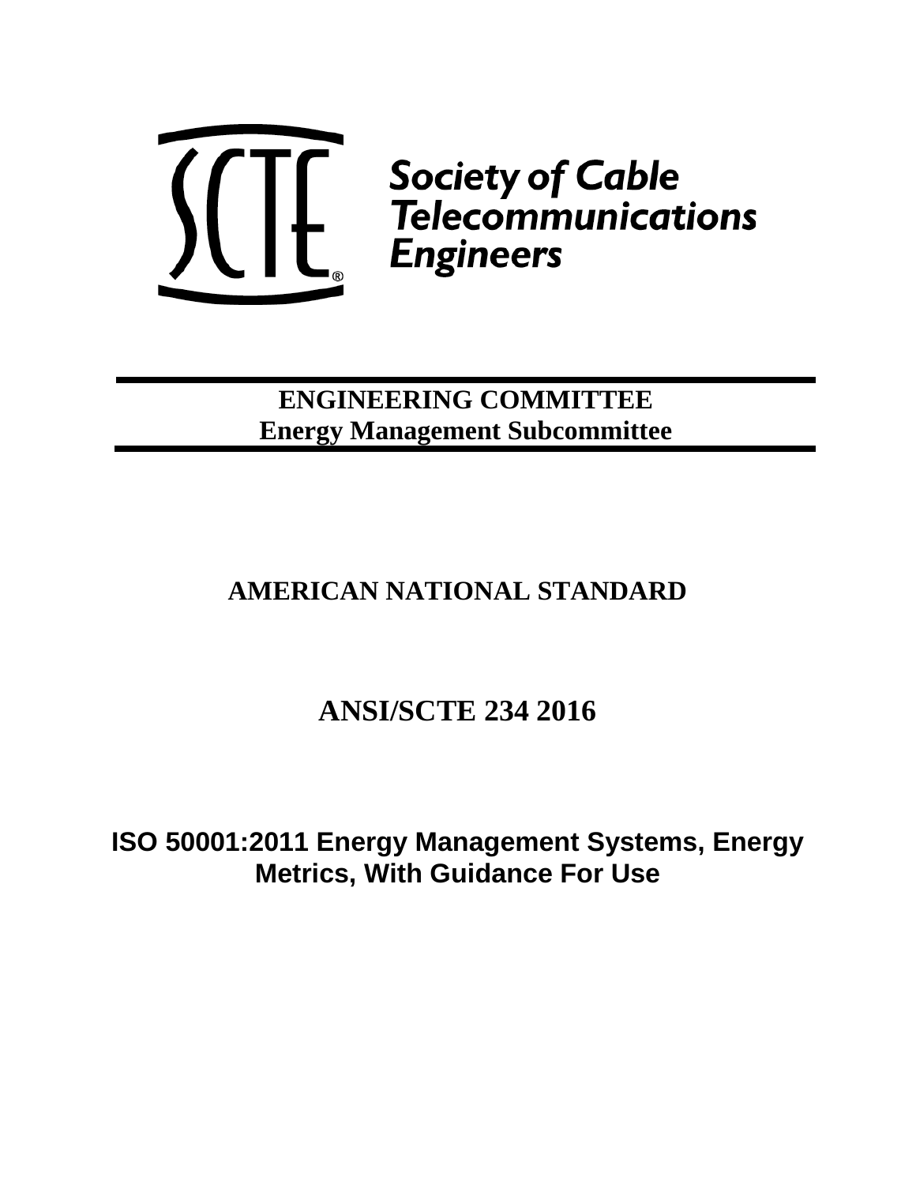Society of Cable Telecommunications Engineers

**ENGINEERING COMMITTEE**
**Energy Management Subcommittee**

# AMERICAN NATIONAL STANDARD

# ANSI/SCTE 234 2016

# ISO 50001:2011 Energy Management Systems, Energy Metrics, With Guidance For Use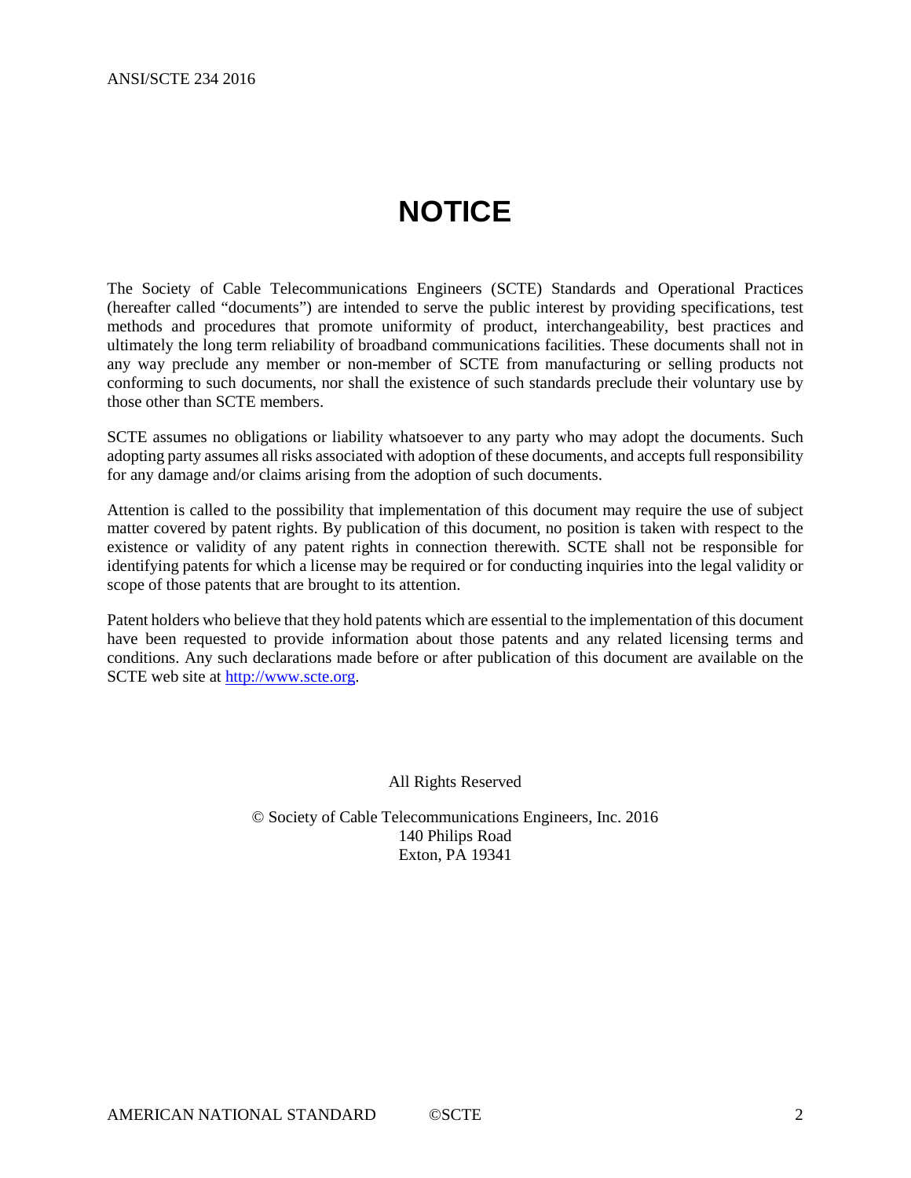# NOTICE

The Society of Cable Telecommunications Engineers (SCTE) Standards and Operational Practices (hereafter called "documents") are intended to serve the public interest by providing specifications, test methods and procedures that promote uniformity of product, interchangeability, best practices and ultimately the long term reliability of broadband communications facilities. These documents shall not in any way preclude any member or non-member of SCTE from manufacturing or selling products not conforming to such documents, nor shall the existence of such standards preclude their voluntary use by those other than SCTE members.

SCTE assumes no obligations or liability whatsoever to any party who may adopt the documents. Such adopting party assumes all risks associated with adoption of these documents, and accepts full responsibility for any damage and/or claims arising from the adoption of such documents.

Attention is called to the possibility that implementation of this document may require the use of subject matter covered by patent rights. By publication of this document, no position is taken with respect to the existence or validity of any patent rights in connection therewith. SCTE shall not be responsible for identifying patents for which a license may be required or for conducting inquiries into the legal validity or scope of those patents that are brought to its attention.

Patent holders who believe that they hold patents which are essential to the implementation of this document have been requested to provide information about those patents and any related licensing terms and conditions. Any such declarations made before or after publication of this document are available on the SCTE web site at http://www.scte.org.

All Rights Reserved

© Society of Cable Telecommunications Engineers, Inc. 2016
140 Philips Road
Exton, PA 19341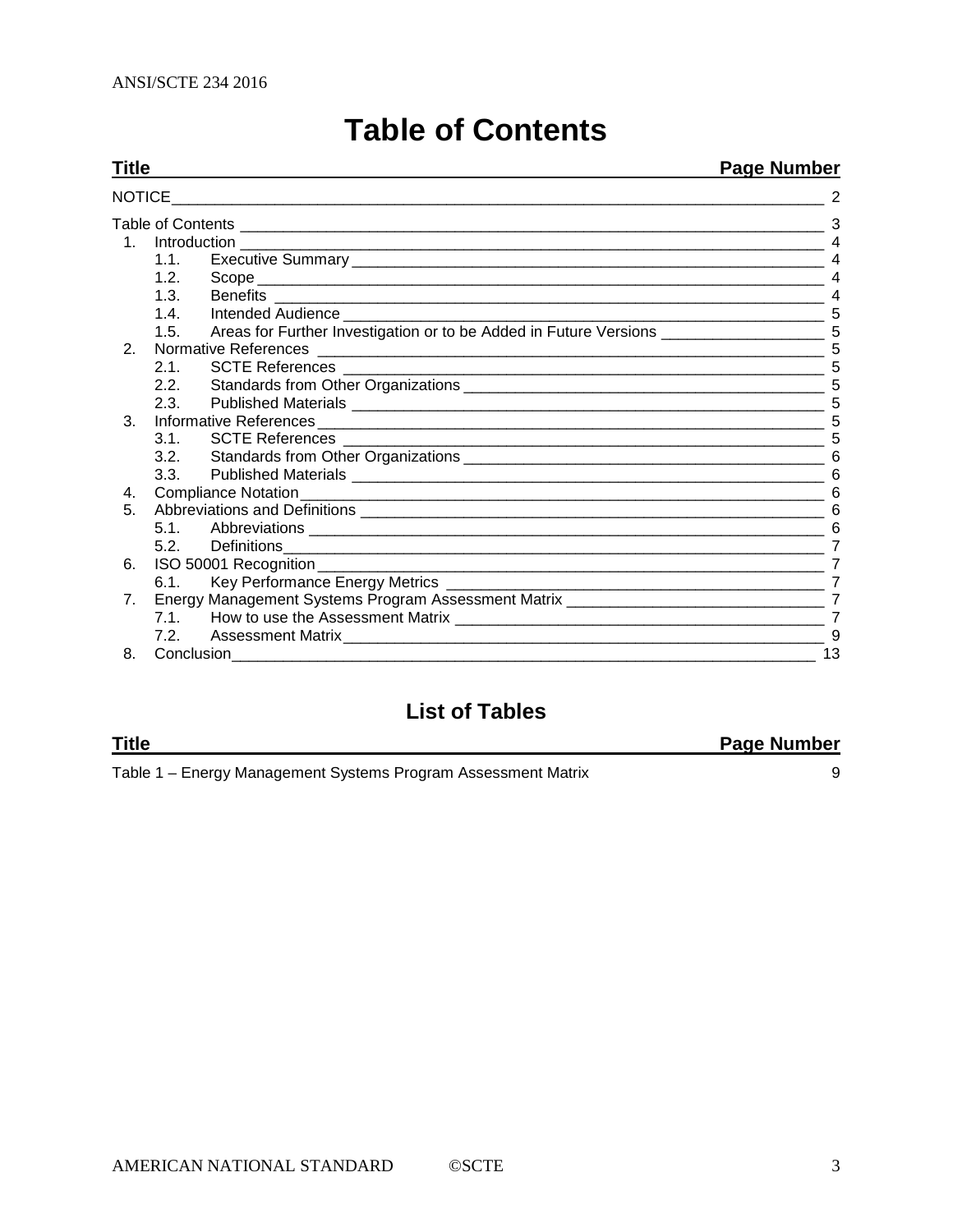# Table of Contents

| Title | Page Number |
| --- | --- |
| NOTICE | 2 |
| Table of Contents | 3 |
| 1. Introduction | 4 |
| 1.1. Executive Summary | 4 |
| 1.2. Scope | 4 |
| 1.3. Benefits | 4 |
| 1.4. Intended Audience | 5 |
| 1.5. Areas for Further Investigation or to be Added in Future Versions | 5 |
| 2. Normative References | 5 |
| 2.1. SCTE References | 5 |
| 2.2. Standards from Other Organizations | 5 |
| 2.3. Published Materials | 5 |
| 3. Informative References | 5 |
| 3.1. SCTE References | 5 |
| 3.2. Standards from Other Organizations | 6 |
| 3.3. Published Materials | 6 |
| 4. Compliance Notation | 6 |
| 5. Abbreviations and Definitions | 6 |
| 5.1. Abbreviations | 6 |
| 5.2. Definitions | 7 |
| 6. ISO 50001 Recognition | 7 |
| 6.1. Key Performance Energy Metrics | 7 |
| 7. Energy Management Systems Program Assessment Matrix | 7 |
| 7.1. How to use the Assessment Matrix | 7 |
| 7.2. Assessment Matrix | 9 |
| 8. Conclusion | 13 |

## List of Tables

| Title | Page Number |
| --- | --- |
| Table 1 – Energy Management Systems Program Assessment Matrix | 9 |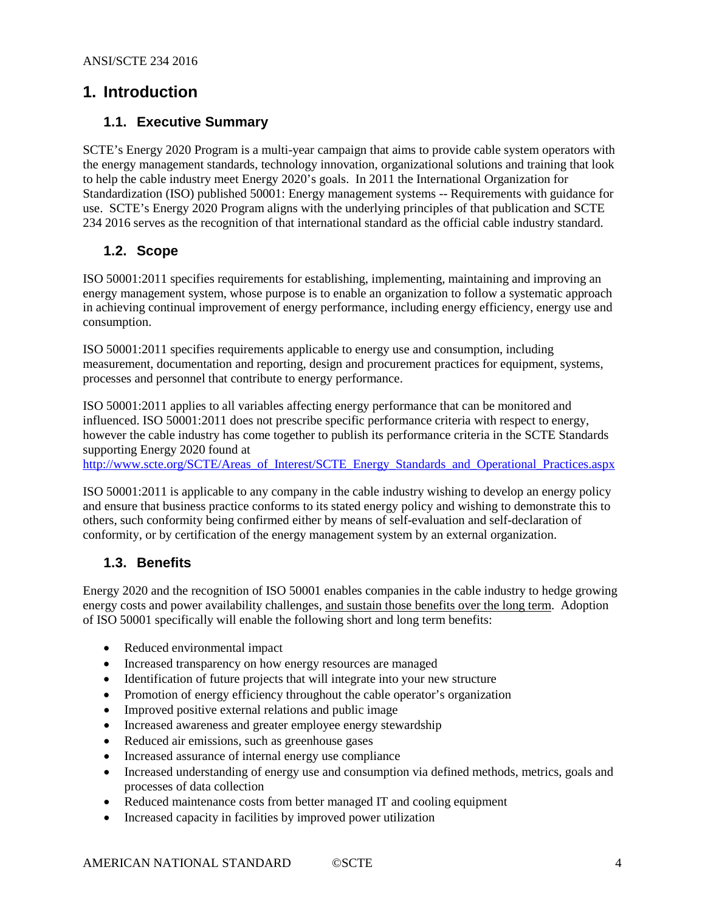# 1. Introduction

## 1.1. Executive Summary

SCTE's Energy 2020 Program is a multi-year campaign that aims to provide cable system operators with the energy management standards, technology innovation, organizational solutions and training that look to help the cable industry meet Energy 2020's goals. In 2011 the International Organization for Standardization (ISO) published 50001: Energy management systems -- Requirements with guidance for use. SCTE's Energy 2020 Program aligns with the underlying principles of that publication and SCTE 234 2016 serves as the recognition of that international standard as the official cable industry standard.

## 1.2. Scope

ISO 50001:2011 specifies requirements for establishing, implementing, maintaining and improving an energy management system, whose purpose is to enable an organization to follow a systematic approach in achieving continual improvement of energy performance, including energy efficiency, energy use and consumption.

ISO 50001:2011 specifies requirements applicable to energy use and consumption, including measurement, documentation and reporting, design and procurement practices for equipment, systems, processes and personnel that contribute to energy performance.

ISO 50001:2011 applies to all variables affecting energy performance that can be monitored and influenced. ISO 50001:2011 does not prescribe specific performance criteria with respect to energy, however the cable industry has come together to publish its performance criteria in the SCTE Standards supporting Energy 2020 found at
[http://www.scte.org/SCTE/Areas_of_Interest/SCTE_Energy_Standards_and_Operational_Practices.aspx](http://www.scte.org/SCTE/Areas_of_Interest/SCTE_Energy_Standards_and_Operational_Practices.aspx)

ISO 50001:2011 is applicable to any company in the cable industry wishing to develop an energy policy and ensure that business practice conforms to its stated energy policy and wishing to demonstrate this to others, such conformity being confirmed either by means of self-evaluation and self-declaration of conformity, or by certification of the energy management system by an external organization.

## 1.3. Benefits

Energy 2020 and the recognition of ISO 50001 enables companies in the cable industry to hedge growing energy costs and power availability challenges, <u>and sustain those benefits over the long term</u>. Adoption of ISO 50001 specifically will enable the following short and long term benefits:

- Reduced environmental impact
- Increased transparency on how energy resources are managed
- Identification of future projects that will integrate into your new structure
- Promotion of energy efficiency throughout the cable operator's organization
- Improved positive external relations and public image
- Increased awareness and greater employee energy stewardship
- Reduced air emissions, such as greenhouse gases
- Increased assurance of internal energy use compliance
- Increased understanding of energy use and consumption via defined methods, metrics, goals and processes of data collection
- Reduced maintenance costs from better managed IT and cooling equipment
- Increased capacity in facilities by improved power utilization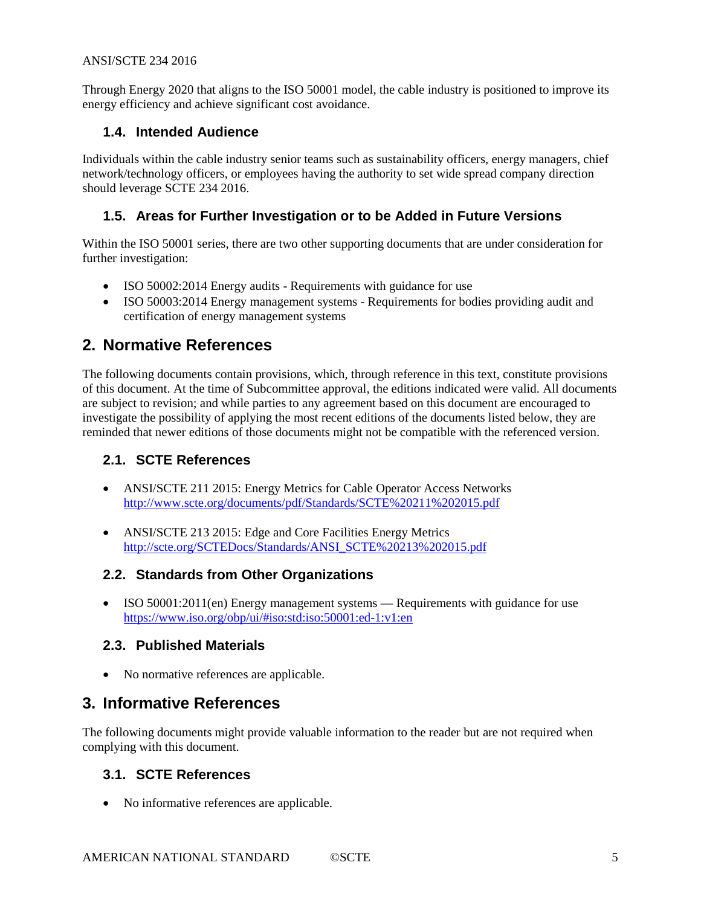Through Energy 2020 that aligns to the ISO 50001 model, the cable industry is positioned to improve its energy efficiency and achieve significant cost avoidance.

### 1.4. Intended Audience

Individuals within the cable industry senior teams such as sustainability officers, energy managers, chief network/technology officers, or employees having the authority to set wide spread company direction should leverage SCTE 234 2016.

### 1.5. Areas for Further Investigation or to be Added in Future Versions

Within the ISO 50001 series, there are two other supporting documents that are under consideration for further investigation:

- ISO 50002:2014 Energy audits - Requirements with guidance for use
- ISO 50003:2014 Energy management systems - Requirements for bodies providing audit and certification of energy management systems

## 2. Normative References

The following documents contain provisions, which, through reference in this text, constitute provisions of this document. At the time of Subcommittee approval, the editions indicated were valid. All documents are subject to revision; and while parties to any agreement based on this document are encouraged to investigate the possibility of applying the most recent editions of the documents listed below, they are reminded that newer editions of those documents might not be compatible with the referenced version.

### 2.1. SCTE References

- ANSI/SCTE 211 2015: Energy Metrics for Cable Operator Access Networks
  http://www.scte.org/documents/pdf/Standards/SCTE%20211%202015.pdf

- ANSI/SCTE 213 2015: Edge and Core Facilities Energy Metrics
  http://scte.org/SCTEDocs/Standards/ANSI_SCTE%20213%202015.pdf

### 2.2. Standards from Other Organizations

- ISO 50001:2011(en) Energy management systems — Requirements with guidance for use
  https://www.iso.org/obp/ui/#iso:std:iso:50001:ed-1:v1:en

### 2.3. Published Materials

- No normative references are applicable.

## 3. Informative References

The following documents might provide valuable information to the reader but are not required when complying with this document.

### 3.1. SCTE References

- No informative references are applicable.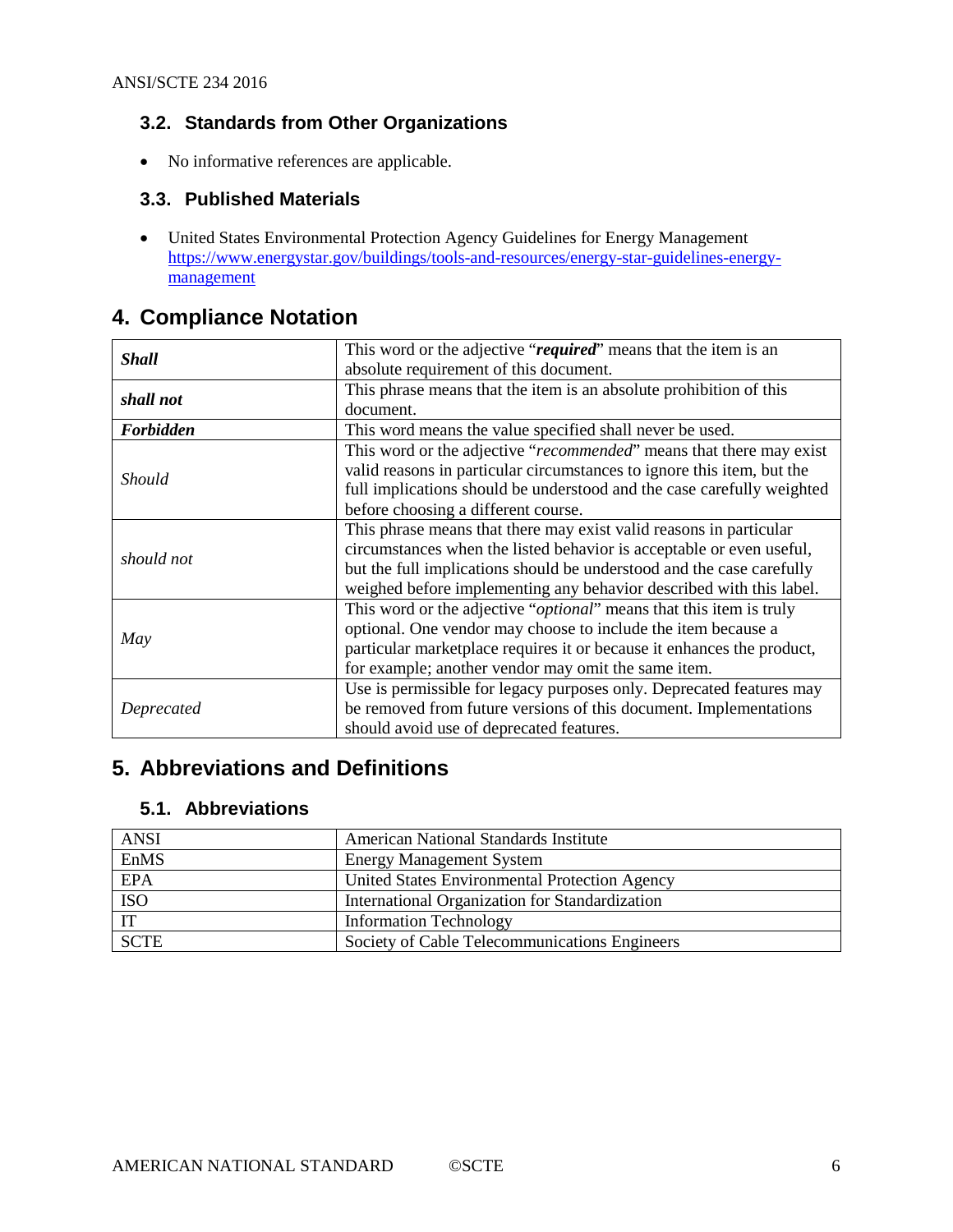### 3.2. Standards from Other Organizations

- No informative references are applicable.

### 3.3. Published Materials

- United States Environmental Protection Agency Guidelines for Energy Management [https://www.energystar.gov/buildings/tools-and-resources/energy-star-guidelines-energy-management](https://www.energystar.gov/buildings/tools-and-resources/energy-star-guidelines-energy-management)

## 4. Compliance Notation

| | |
|---|---|
| ***Shall*** | This word or the adjective "***required***" means that the item is an absolute requirement of this document. |
| ***shall not*** | This phrase means that the item is an absolute prohibition of this document. |
| ***Forbidden*** | This word means the value specified shall never be used. |
| *Should* | This word or the adjective "*recommended*" means that there may exist valid reasons in particular circumstances to ignore this item, but the full implications should be understood and the case carefully weighted before choosing a different course. |
| *should not* | This phrase means that there may exist valid reasons in particular circumstances when the listed behavior is acceptable or even useful, but the full implications should be understood and the case carefully weighed before implementing any behavior described with this label. |
| *May* | This word or the adjective "*optional*" means that this item is truly optional. One vendor may choose to include the item because a particular marketplace requires it or because it enhances the product, for example; another vendor may omit the same item. |
| *Deprecated* | Use is permissible for legacy purposes only. Deprecated features may be removed from future versions of this document. Implementations should avoid use of deprecated features. |

## 5. Abbreviations and Definitions

### 5.1. Abbreviations

| | |
|---|---|
| ANSI | American National Standards Institute |
| EnMS | Energy Management System |
| EPA | United States Environmental Protection Agency |
| ISO | International Organization for Standardization |
| IT | Information Technology |
| SCTE | Society of Cable Telecommunications Engineers |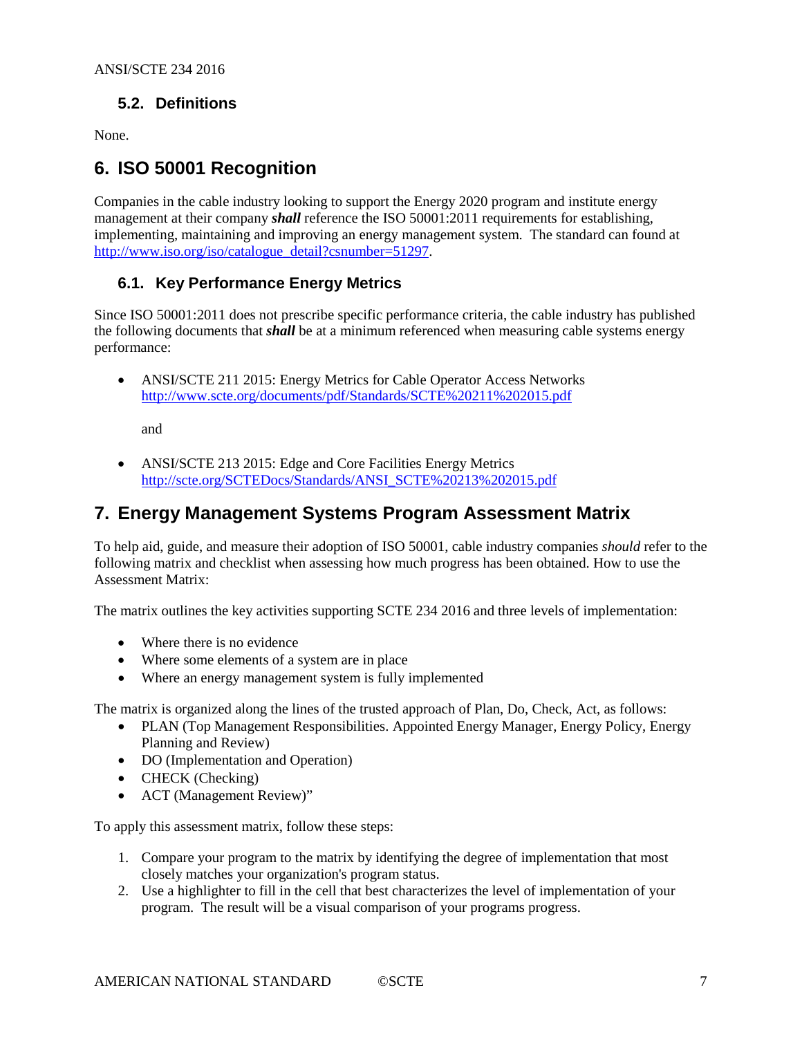### 5.2. Definitions

None.

## 6. ISO 50001 Recognition

Companies in the cable industry looking to support the Energy 2020 program and institute energy management at their company ***shall*** reference the ISO 50001:2011 requirements for establishing, implementing, maintaining and improving an energy management system. The standard can found at http://www.iso.org/iso/catalogue_detail?csnumber=51297.

### 6.1. Key Performance Energy Metrics

Since ISO 50001:2011 does not prescribe specific performance criteria, the cable industry has published the following documents that ***shall*** be at a minimum referenced when measuring cable systems energy performance:

- ANSI/SCTE 211 2015: Energy Metrics for Cable Operator Access Networks
  http://www.scte.org/documents/pdf/Standards/SCTE%20211%202015.pdf

  and

- ANSI/SCTE 213 2015: Edge and Core Facilities Energy Metrics
  http://scte.org/SCTEDocs/Standards/ANSI_SCTE%20213%202015.pdf

## 7. Energy Management Systems Program Assessment Matrix

To help aid, guide, and measure their adoption of ISO 50001, cable industry companies *should* refer to the following matrix and checklist when assessing how much progress has been obtained. How to use the Assessment Matrix:

The matrix outlines the key activities supporting SCTE 234 2016 and three levels of implementation:

- Where there is no evidence
- Where some elements of a system are in place
- Where an energy management system is fully implemented

The matrix is organized along the lines of the trusted approach of Plan, Do, Check, Act, as follows:

- PLAN (Top Management Responsibilities. Appointed Energy Manager, Energy Policy, Energy Planning and Review)
- DO (Implementation and Operation)
- CHECK (Checking)
- ACT (Management Review)"

To apply this assessment matrix, follow these steps:

1. Compare your program to the matrix by identifying the degree of implementation that most closely matches your organization's program status.
2. Use a highlighter to fill in the cell that best characterizes the level of implementation of your program. The result will be a visual comparison of your programs progress.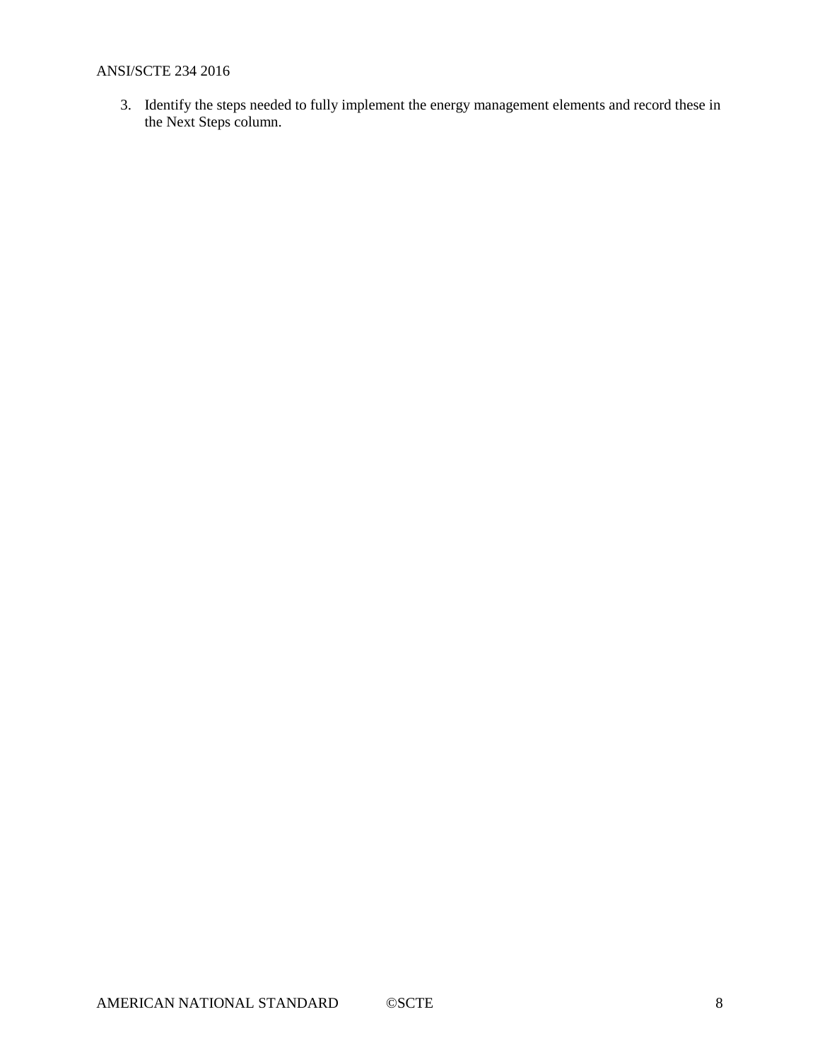3. Identify the steps needed to fully implement the energy management elements and record these in the Next Steps column.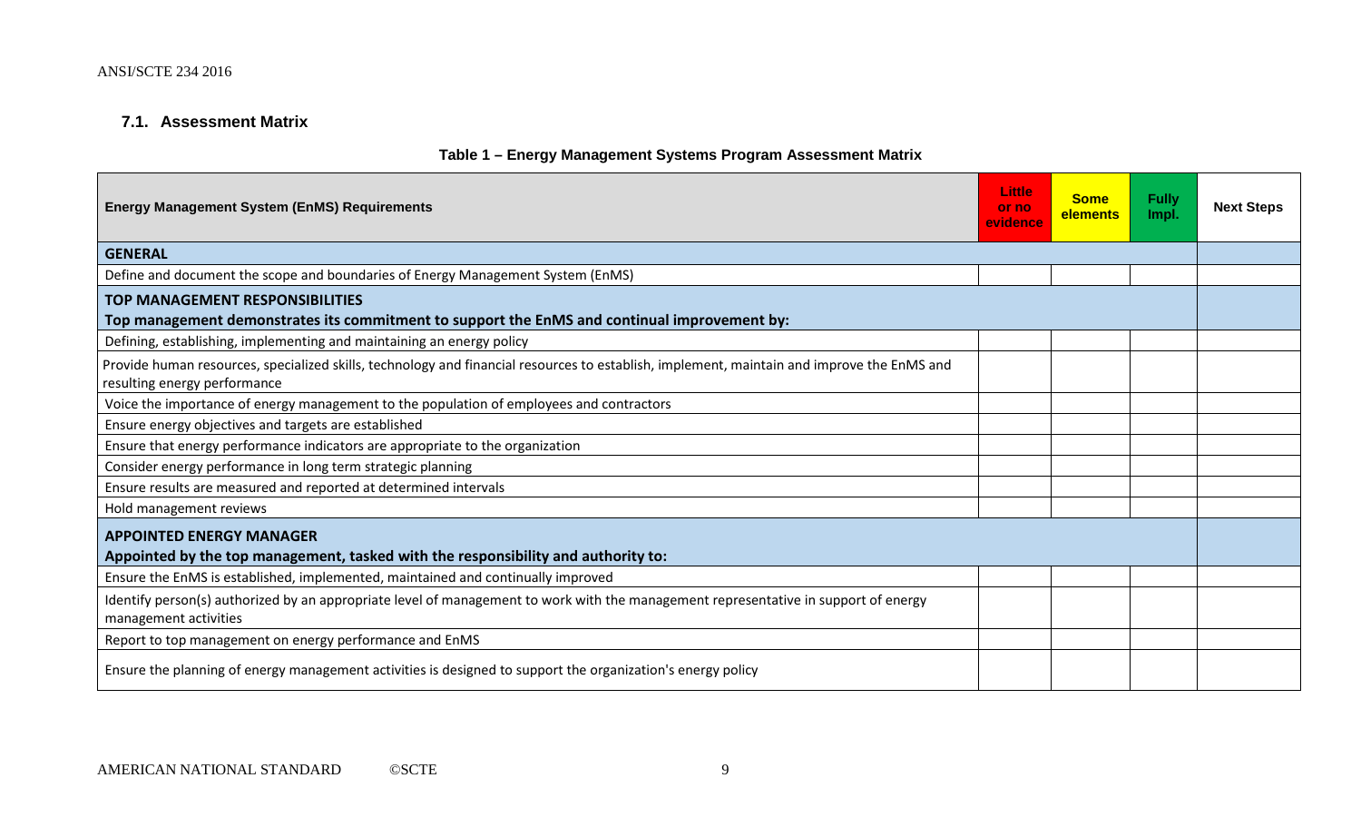## 7.1. Assessment Matrix

**Table 1 – Energy Management Systems Program Assessment Matrix**

| Energy Management System (EnMS) Requirements | Little or no evidence | Some elements | Fully Impl. | Next Steps |
|---|---|---|---|---|
| **GENERAL** | | | | |
| Define and document the scope and boundaries of Energy Management System (EnMS) | | | | |
| **TOP MANAGEMENT RESPONSIBILITIES**<br>**Top management demonstrates its commitment to support the EnMS and continual improvement by:** | | | | |
| Defining, establishing, implementing and maintaining an energy policy | | | | |
| Provide human resources, specialized skills, technology and financial resources to establish, implement, maintain and improve the EnMS and resulting energy performance | | | | |
| Voice the importance of energy management to the population of employees and contractors | | | | |
| Ensure energy objectives and targets are established | | | | |
| Ensure that energy performance indicators are appropriate to the organization | | | | |
| Consider energy performance in long term strategic planning | | | | |
| Ensure results are measured and reported at determined intervals | | | | |
| Hold management reviews | | | | |
| **APPOINTED ENERGY MANAGER**<br>**Appointed by the top management, tasked with the responsibility and authority to:** | | | | |
| Ensure the EnMS is established, implemented, maintained and continually improved | | | | |
| Identify person(s) authorized by an appropriate level of management to work with the management representative in support of energy management activities | | | | |
| Report to top management on energy performance and EnMS | | | | |
| Ensure the planning of energy management activities is designed to support the organization's energy policy | | | | |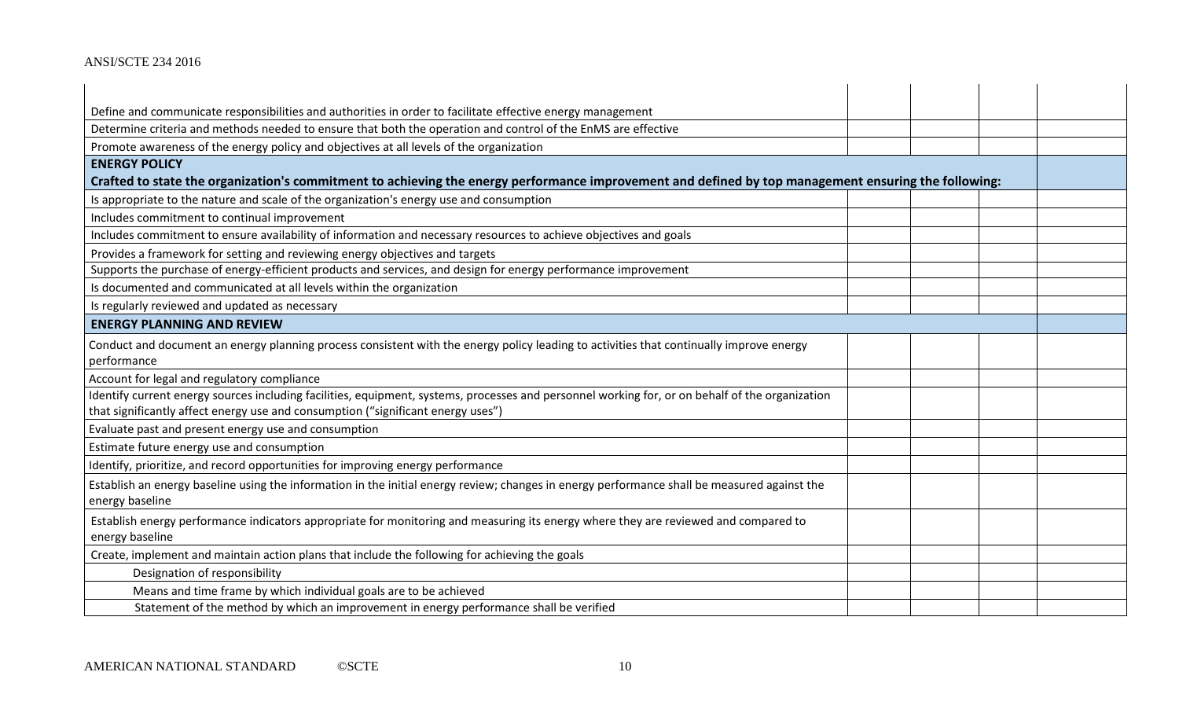| | | | | |
|---|---|---|---|---|
| Define and communicate responsibilities and authorities in order to facilitate effective energy management | | | | |
| Determine criteria and methods needed to ensure that both the operation and control of the EnMS are effective | | | | |
| Promote awareness of the energy policy and objectives at all levels of the organization | | | | |
| **ENERGY POLICY**<br>**Crafted to state the organization's commitment to achieving the energy performance improvement and defined by top management ensuring the following:** | | | | |
| Is appropriate to the nature and scale of the organization's energy use and consumption | | | | |
| Includes commitment to continual improvement | | | | |
| Includes commitment to ensure availability of information and necessary resources to achieve objectives and goals | | | | |
| Provides a framework for setting and reviewing energy objectives and targets | | | | |
| Supports the purchase of energy-efficient products and services, and design for energy performance improvement | | | | |
| Is documented and communicated at all levels within the organization | | | | |
| Is regularly reviewed and updated as necessary | | | | |
| **ENERGY PLANNING AND REVIEW** | | | | |
| Conduct and document an energy planning process consistent with the energy policy leading to activities that continually improve energy performance | | | | |
| Account for legal and regulatory compliance | | | | |
| Identify current energy sources including facilities, equipment, systems, processes and personnel working for, or on behalf of the organization that significantly affect energy use and consumption ("significant energy uses") | | | | |
| Evaluate past and present energy use and consumption | | | | |
| Estimate future energy use and consumption | | | | |
| Identify, prioritize, and record opportunities for improving energy performance | | | | |
| Establish an energy baseline using the information in the initial energy review; changes in energy performance shall be measured against the energy baseline | | | | |
| Establish energy performance indicators appropriate for monitoring and measuring its energy where they are reviewed and compared to energy baseline | | | | |
| Create, implement and maintain action plans that include the following for achieving the goals | | | | |
| Designation of responsibility | | | | |
| Means and time frame by which individual goals are to be achieved | | | | |
| Statement of the method by which an improvement in energy performance shall be verified | | | | |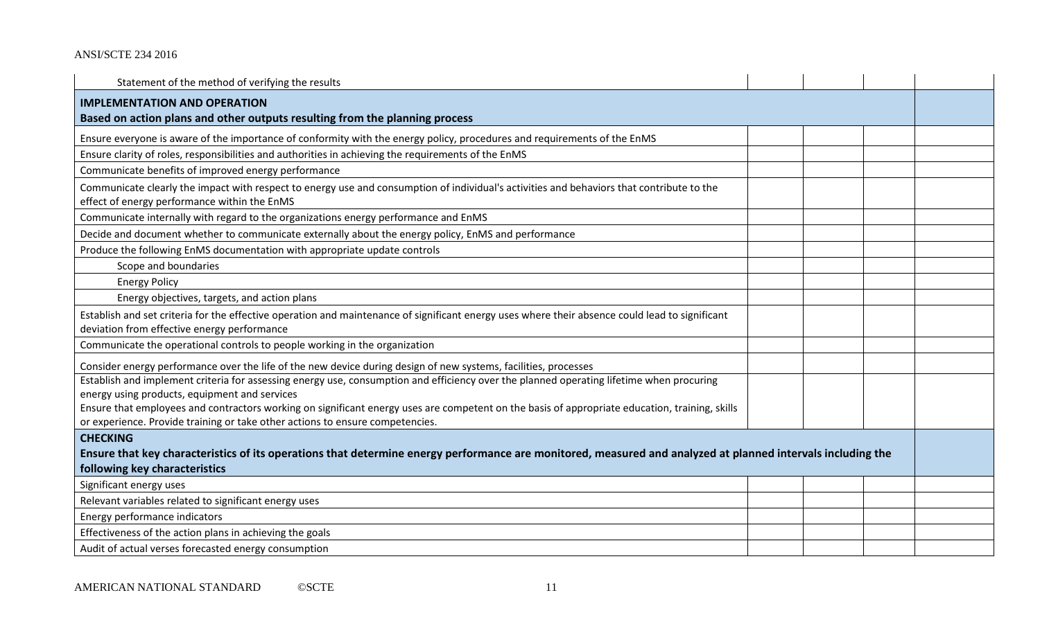| | | | | |
|---|---|---|---|---|
| Statement of the method of verifying the results | | | | |
| **IMPLEMENTATION AND OPERATION**<br>**Based on action plans and other outputs resulting from the planning process** | | | | |
| Ensure everyone is aware of the importance of conformity with the energy policy, procedures and requirements of the EnMS | | | | |
| Ensure clarity of roles, responsibilities and authorities in achieving the requirements of the EnMS | | | | |
| Communicate benefits of improved energy performance | | | | |
| Communicate clearly the impact with respect to energy use and consumption of individual's activities and behaviors that contribute to the effect of energy performance within the EnMS | | | | |
| Communicate internally with regard to the organizations energy performance and EnMS | | | | |
| Decide and document whether to communicate externally about the energy policy, EnMS and performance | | | | |
| Produce the following EnMS documentation with appropriate update controls | | | | |
| Scope and boundaries | | | | |
| Energy Policy | | | | |
| Energy objectives, targets, and action plans | | | | |
| Establish and set criteria for the effective operation and maintenance of significant energy uses where their absence could lead to significant deviation from effective energy performance | | | | |
| Communicate the operational controls to people working in the organization | | | | |
| Consider energy performance over the life of the new device during design of new systems, facilities, processes | | | | |
| Establish and implement criteria for assessing energy use, consumption and efficiency over the planned operating lifetime when procuring energy using products, equipment and services<br>Ensure that employees and contractors working on significant energy uses are competent on the basis of appropriate education, training, skills or experience. Provide training or take other actions to ensure competencies. | | | | |
| **CHECKING**<br>**Ensure that key characteristics of its operations that determine energy performance are monitored, measured and analyzed at planned intervals including the following key characteristics** | | | | |
| Significant energy uses | | | | |
| Relevant variables related to significant energy uses | | | | |
| Energy performance indicators | | | | |
| Effectiveness of the action plans in achieving the goals | | | | |
| Audit of actual verses forecasted energy consumption | | | | |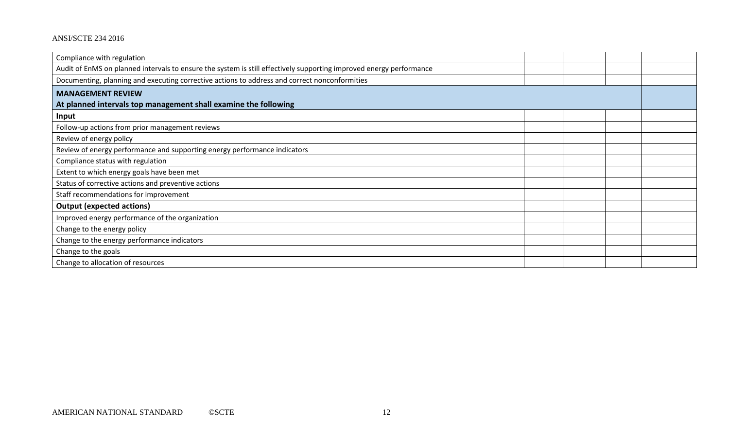| | | | | |
|---|---|---|---|---|
| Compliance with regulation | | | | |
| Audit of EnMS on planned intervals to ensure the system is still effectively supporting improved energy performance | | | | |
| Documenting, planning and executing corrective actions to address and correct nonconformities | | | | |
| **MANAGEMENT REVIEW**<br>**At planned intervals top management shall examine the following** | | | | |
| **Input** | | | | |
| Follow-up actions from prior management reviews | | | | |
| Review of energy policy | | | | |
| Review of energy performance and supporting energy performance indicators | | | | |
| Compliance status with regulation | | | | |
| Extent to which energy goals have been met | | | | |
| Status of corrective actions and preventive actions | | | | |
| Staff recommendations for improvement | | | | |
| **Output (expected actions)** | | | | |
| Improved energy performance of the organization | | | | |
| Change to the energy policy | | | | |
| Change to the energy performance indicators | | | | |
| Change to the goals | | | | |
| Change to allocation of resources | | | | |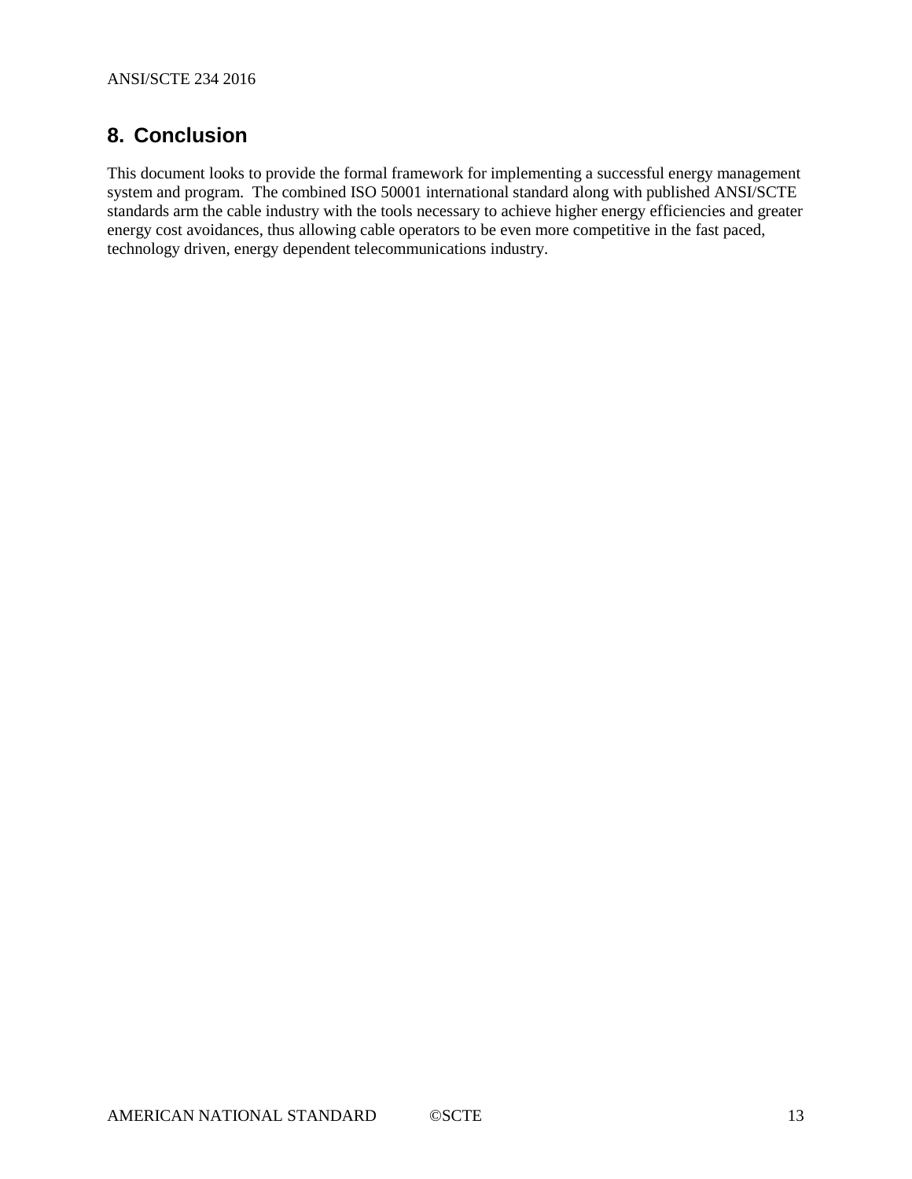## 8. Conclusion

This document looks to provide the formal framework for implementing a successful energy management system and program. The combined ISO 50001 international standard along with published ANSI/SCTE standards arm the cable industry with the tools necessary to achieve higher energy efficiencies and greater energy cost avoidances, thus allowing cable operators to be even more competitive in the fast paced, technology driven, energy dependent telecommunications industry.